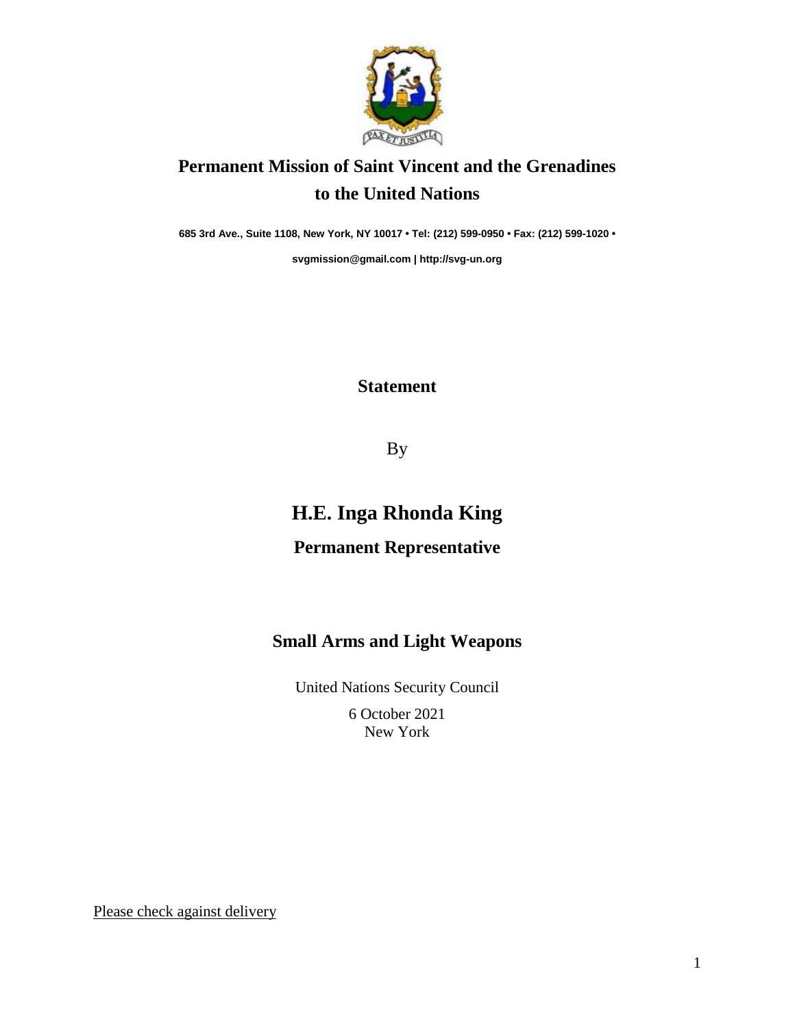# Permanent Mission of Saint Vincent and the Grenadines to the United Nations

**685 3rd Ave., Suite 1108, New York, NY 10017 • Tel: (212) 599-0950 • Fax: (212) 599-1020 •**

**svgmission@gmail.com | http://svg-un.org**

**Statement**

By

# H.E. Inga Rhonda King

## Permanent Representative

## Small Arms and Light Weapons

United Nations Security Council

6 October 2021

New York

Please check against delivery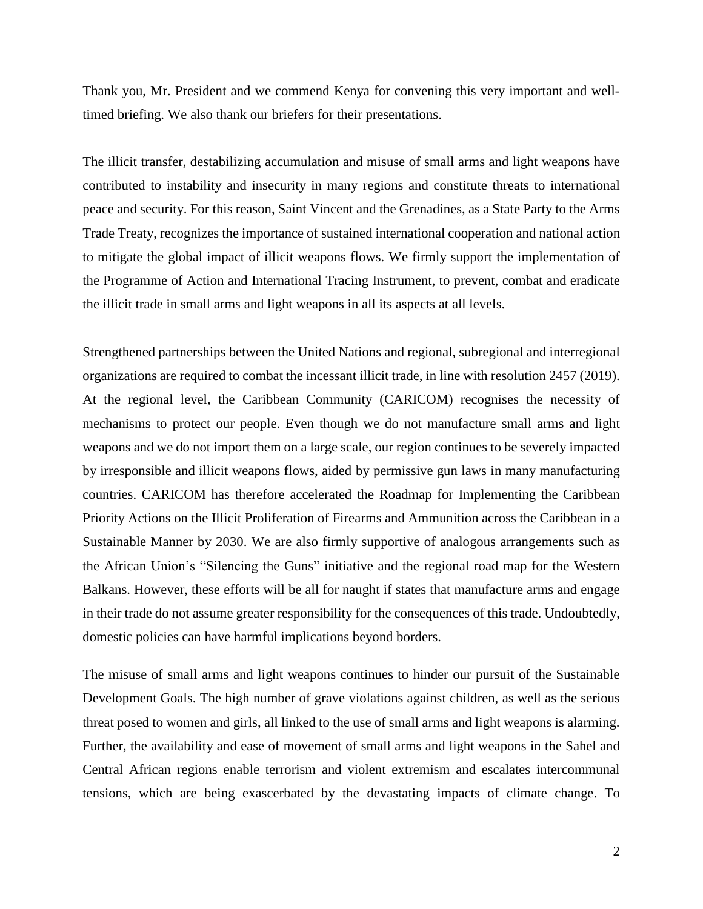Thank you, Mr. President and we commend Kenya for convening this very important and well-timed briefing. We also thank our briefers for their presentations.

The illicit transfer, destabilizing accumulation and misuse of small arms and light weapons have contributed to instability and insecurity in many regions and constitute threats to international peace and security. For this reason, Saint Vincent and the Grenadines, as a State Party to the Arms Trade Treaty, recognizes the importance of sustained international cooperation and national action to mitigate the global impact of illicit weapons flows. We firmly support the implementation of the Programme of Action and International Tracing Instrument, to prevent, combat and eradicate the illicit trade in small arms and light weapons in all its aspects at all levels.

Strengthened partnerships between the United Nations and regional, subregional and interregional organizations are required to combat the incessant illicit trade, in line with resolution 2457 (2019). At the regional level, the Caribbean Community (CARICOM) recognises the necessity of mechanisms to protect our people. Even though we do not manufacture small arms and light weapons and we do not import them on a large scale, our region continues to be severely impacted by irresponsible and illicit weapons flows, aided by permissive gun laws in many manufacturing countries. CARICOM has therefore accelerated the Roadmap for Implementing the Caribbean Priority Actions on the Illicit Proliferation of Firearms and Ammunition across the Caribbean in a Sustainable Manner by 2030. We are also firmly supportive of analogous arrangements such as the African Union's "Silencing the Guns" initiative and the regional road map for the Western Balkans. However, these efforts will be all for naught if states that manufacture arms and engage in their trade do not assume greater responsibility for the consequences of this trade. Undoubtedly, domestic policies can have harmful implications beyond borders.

The misuse of small arms and light weapons continues to hinder our pursuit of the Sustainable Development Goals. The high number of grave violations against children, as well as the serious threat posed to women and girls, all linked to the use of small arms and light weapons is alarming. Further, the availability and ease of movement of small arms and light weapons in the Sahel and Central African regions enable terrorism and violent extremism and escalates intercommunal tensions, which are being exacerbated by the devastating impacts of climate change. To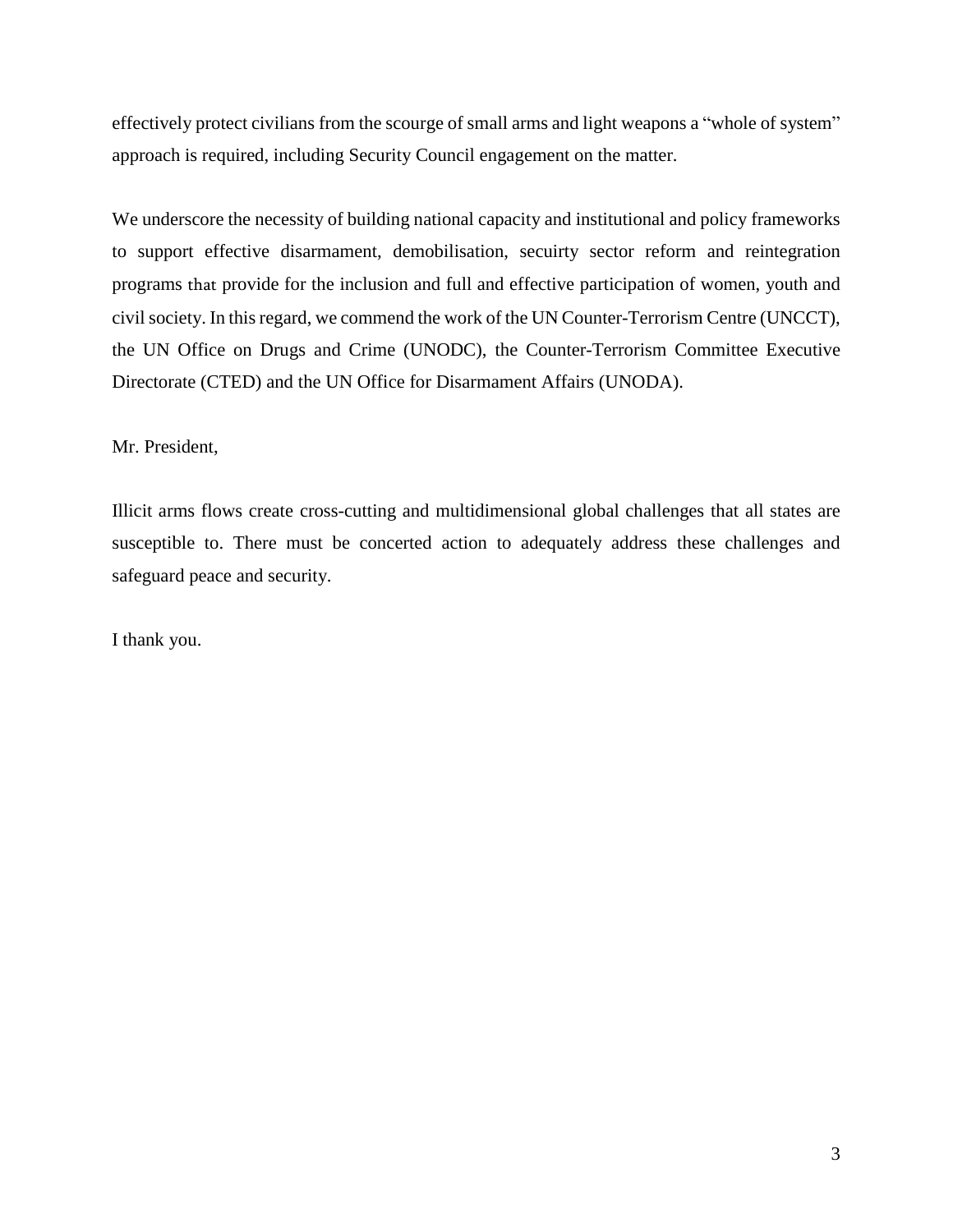effectively protect civilians from the scourge of small arms and light weapons a "whole of system" approach is required, including Security Council engagement on the matter.

We underscore the necessity of building national capacity and institutional and policy frameworks to support effective disarmament, demobilisation, secuirty sector reform and reintegration programs that provide for the inclusion and full and effective participation of women, youth and civil society. In this regard, we commend the work of the UN Counter-Terrorism Centre (UNCCT), the UN Office on Drugs and Crime (UNODC), the Counter-Terrorism Committee Executive Directorate (CTED) and the UN Office for Disarmament Affairs (UNODA).

Mr. President,

Illicit arms flows create cross-cutting and multidimensional global challenges that all states are susceptible to. There must be concerted action to adequately address these challenges and safeguard peace and security.

I thank you.